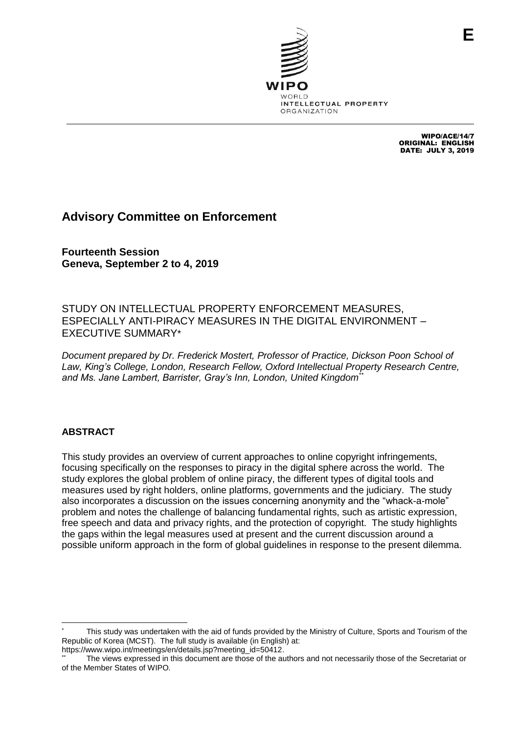WIPO
WORLD
INTELLECTUAL PROPERTY
ORGANIZATION

E

WIPO/ACE/14/7
ORIGINAL: ENGLISH
DATE: JULY 3, 2019

# Advisory Committee on Enforcement

**Fourteenth Session**
**Geneva, September 2 to 4, 2019**

STUDY ON INTELLECTUAL PROPERTY ENFORCEMENT MEASURES, ESPECIALLY ANTI-PIRACY MEASURES IN THE DIGITAL ENVIRONMENT – EXECUTIVE SUMMARY*

*Document prepared by Dr. Frederick Mostert, Professor of Practice, Dickson Poon School of Law, King's College, London, Research Fellow, Oxford Intellectual Property Research Centre, and Ms. Jane Lambert, Barrister, Gray's Inn, London, United Kingdom***

## ABSTRACT

This study provides an overview of current approaches to online copyright infringements, focusing specifically on the responses to piracy in the digital sphere across the world. The study explores the global problem of online piracy, the different types of digital tools and measures used by right holders, online platforms, governments and the judiciary. The study also incorporates a discussion on the issues concerning anonymity and the "whack-a-mole" problem and notes the challenge of balancing fundamental rights, such as artistic expression, free speech and data and privacy rights, and the protection of copyright. The study highlights the gaps within the legal measures used at present and the current discussion around a possible uniform approach in the form of global guidelines in response to the present dilemma.

---

\* This study was undertaken with the aid of funds provided by the Ministry of Culture, Sports and Tourism of the Republic of Korea (MCST). The full study is available (in English) at: https://www.wipo.int/meetings/en/details.jsp?meeting_id=50412.

\*\* The views expressed in this document are those of the authors and not necessarily those of the Secretariat or of the Member States of WIPO.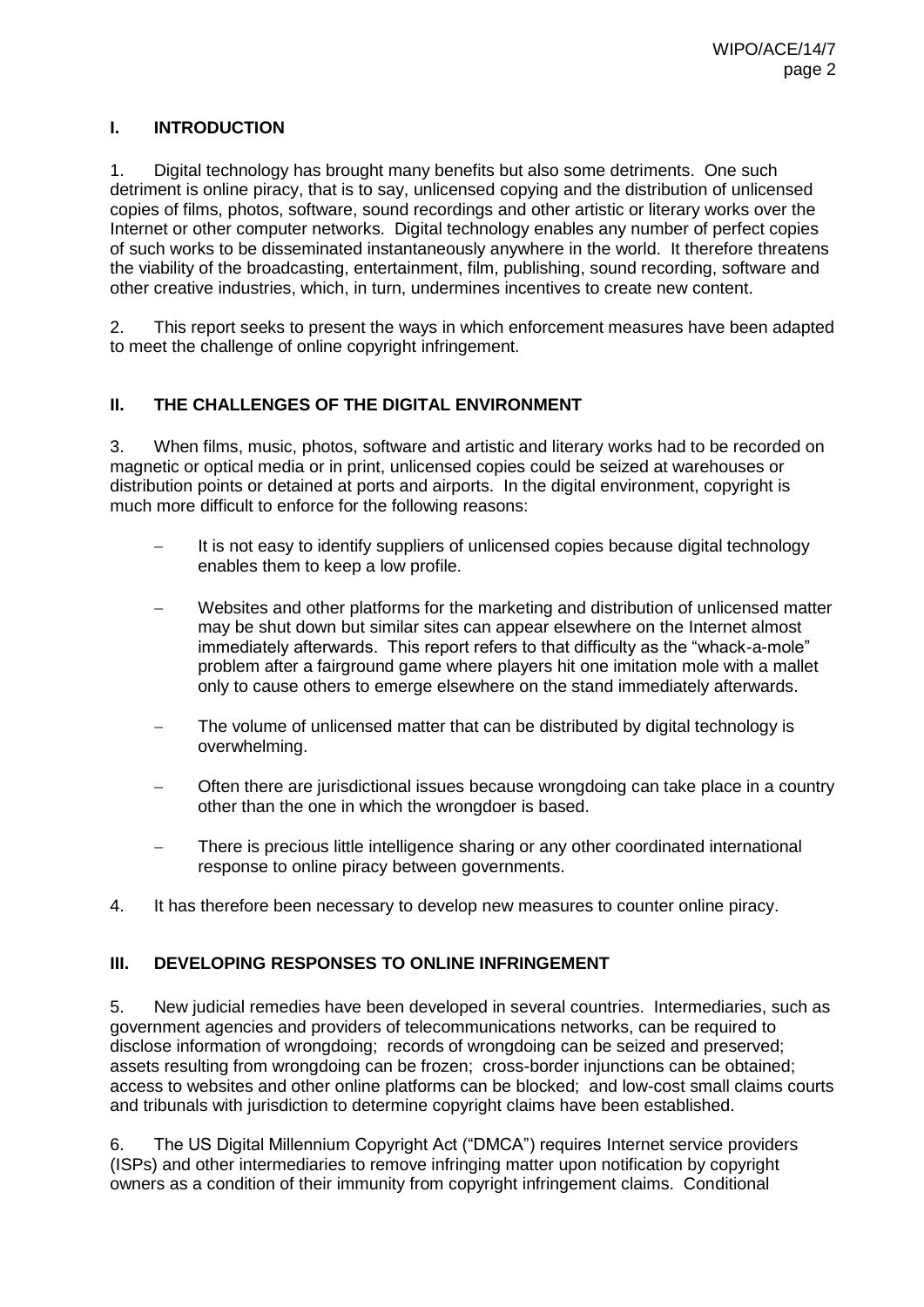## I. INTRODUCTION

1. Digital technology has brought many benefits but also some detriments. One such detriment is online piracy, that is to say, unlicensed copying and the distribution of unlicensed copies of films, photos, software, sound recordings and other artistic or literary works over the Internet or other computer networks. Digital technology enables any number of perfect copies of such works to be disseminated instantaneously anywhere in the world. It therefore threatens the viability of the broadcasting, entertainment, film, publishing, sound recording, software and other creative industries, which, in turn, undermines incentives to create new content.

2. This report seeks to present the ways in which enforcement measures have been adapted to meet the challenge of online copyright infringement.

## II. THE CHALLENGES OF THE DIGITAL ENVIRONMENT

3. When films, music, photos, software and artistic and literary works had to be recorded on magnetic or optical media or in print, unlicensed copies could be seized at warehouses or distribution points or detained at ports and airports. In the digital environment, copyright is much more difficult to enforce for the following reasons:

- It is not easy to identify suppliers of unlicensed copies because digital technology enables them to keep a low profile.
- Websites and other platforms for the marketing and distribution of unlicensed matter may be shut down but similar sites can appear elsewhere on the Internet almost immediately afterwards. This report refers to that difficulty as the "whack-a-mole" problem after a fairground game where players hit one imitation mole with a mallet only to cause others to emerge elsewhere on the stand immediately afterwards.
- The volume of unlicensed matter that can be distributed by digital technology is overwhelming.
- Often there are jurisdictional issues because wrongdoing can take place in a country other than the one in which the wrongdoer is based.
- There is precious little intelligence sharing or any other coordinated international response to online piracy between governments.

4. It has therefore been necessary to develop new measures to counter online piracy.

## III. DEVELOPING RESPONSES TO ONLINE INFRINGEMENT

5. New judicial remedies have been developed in several countries. Intermediaries, such as government agencies and providers of telecommunications networks, can be required to disclose information of wrongdoing; records of wrongdoing can be seized and preserved; assets resulting from wrongdoing can be frozen; cross-border injunctions can be obtained; access to websites and other online platforms can be blocked; and low-cost small claims courts and tribunals with jurisdiction to determine copyright claims have been established.

6. The US Digital Millennium Copyright Act ("DMCA") requires Internet service providers (ISPs) and other intermediaries to remove infringing matter upon notification by copyright owners as a condition of their immunity from copyright infringement claims. Conditional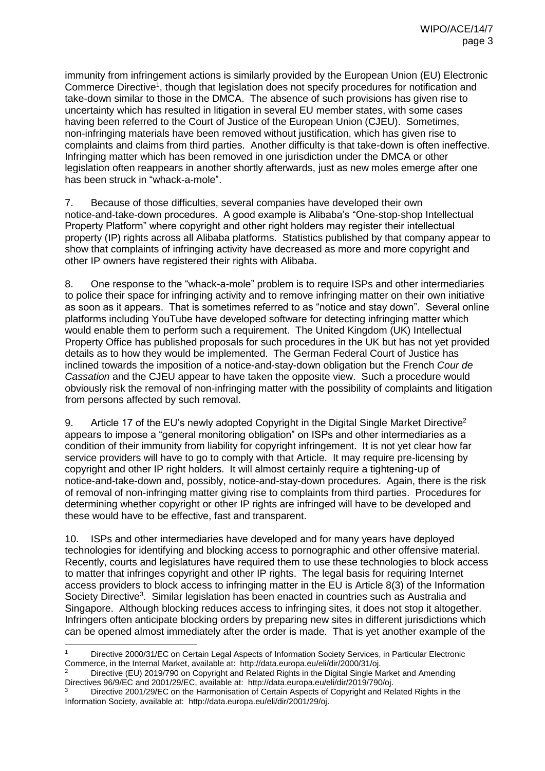immunity from infringement actions is similarly provided by the European Union (EU) Electronic Commerce Directive[1], though that legislation does not specify procedures for notification and take-down similar to those in the DMCA. The absence of such provisions has given rise to uncertainty which has resulted in litigation in several EU member states, with some cases having been referred to the Court of Justice of the European Union (CJEU). Sometimes, non-infringing materials have been removed without justification, which has given rise to complaints and claims from third parties. Another difficulty is that take-down is often ineffective. Infringing matter which has been removed in one jurisdiction under the DMCA or other legislation often reappears in another shortly afterwards, just as new moles emerge after one has been struck in "whack-a-mole".

7. Because of those difficulties, several companies have developed their own notice-and-take-down procedures. A good example is Alibaba's "One-stop-shop Intellectual Property Platform" where copyright and other right holders may register their intellectual property (IP) rights across all Alibaba platforms. Statistics published by that company appear to show that complaints of infringing activity have decreased as more and more copyright and other IP owners have registered their rights with Alibaba.

8. One response to the "whack-a-mole" problem is to require ISPs and other intermediaries to police their space for infringing activity and to remove infringing matter on their own initiative as soon as it appears. That is sometimes referred to as "notice and stay down". Several online platforms including YouTube have developed software for detecting infringing matter which would enable them to perform such a requirement. The United Kingdom (UK) Intellectual Property Office has published proposals for such procedures in the UK but has not yet provided details as to how they would be implemented. The German Federal Court of Justice has inclined towards the imposition of a notice-and-stay-down obligation but the French *Cour de Cassation* and the CJEU appear to have taken the opposite view. Such a procedure would obviously risk the removal of non-infringing matter with the possibility of complaints and litigation from persons affected by such removal.

9. Article 17 of the EU's newly adopted Copyright in the Digital Single Market Directive[2] appears to impose a "general monitoring obligation" on ISPs and other intermediaries as a condition of their immunity from liability for copyright infringement. It is not yet clear how far service providers will have to go to comply with that Article. It may require pre-licensing by copyright and other IP right holders. It will almost certainly require a tightening-up of notice-and-take-down and, possibly, notice-and-stay-down procedures. Again, there is the risk of removal of non-infringing matter giving rise to complaints from third parties. Procedures for determining whether copyright or other IP rights are infringed will have to be developed and these would have to be effective, fast and transparent.

10. ISPs and other intermediaries have developed and for many years have deployed technologies for identifying and blocking access to pornographic and other offensive material. Recently, courts and legislatures have required them to use these technologies to block access to matter that infringes copyright and other IP rights. The legal basis for requiring Internet access providers to block access to infringing matter in the EU is Article 8(3) of the Information Society Directive[3]. Similar legislation has been enacted in countries such as Australia and Singapore. Although blocking reduces access to infringing sites, it does not stop it altogether. Infringers often anticipate blocking orders by preparing new sites in different jurisdictions which can be opened almost immediately after the order is made. That is yet another example of the

---

[1] Directive 2000/31/EC on Certain Legal Aspects of Information Society Services, in Particular Electronic Commerce, in the Internal Market, available at: http://data.europa.eu/eli/dir/2000/31/oj.

[2] Directive (EU) 2019/790 on Copyright and Related Rights in the Digital Single Market and Amending Directives 96/9/EC and 2001/29/EC, available at: http://data.europa.eu/eli/dir/2019/790/oj.

[3] Directive 2001/29/EC on the Harmonisation of Certain Aspects of Copyright and Related Rights in the Information Society, available at: http://data.europa.eu/eli/dir/2001/29/oj.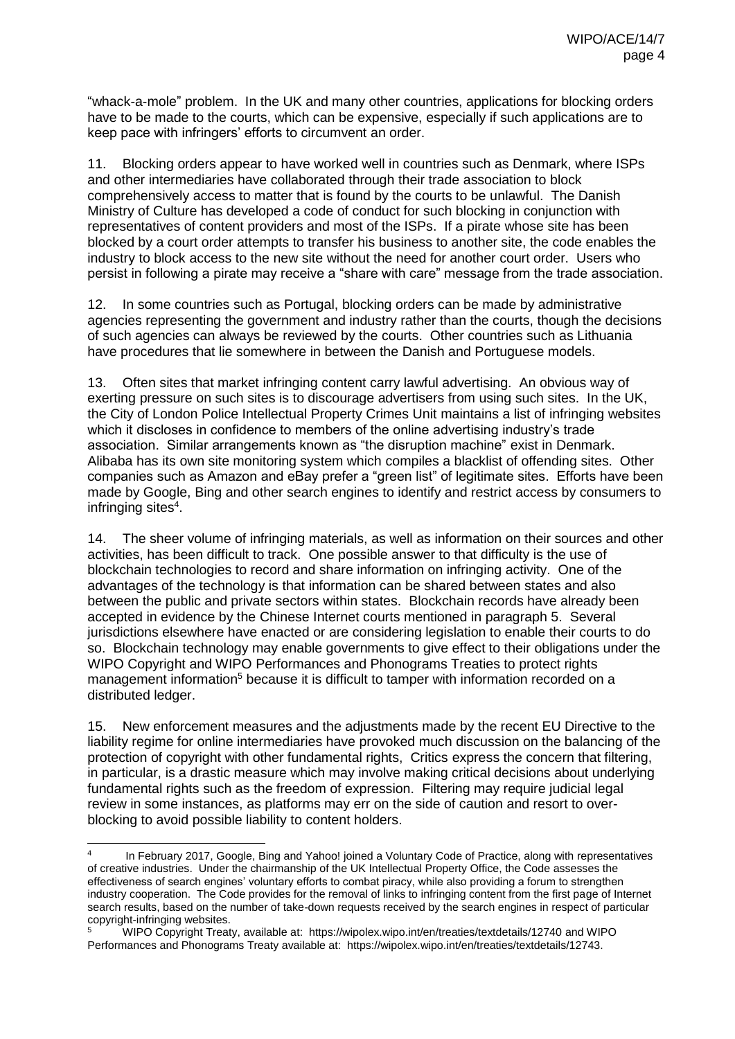"whack-a-mole" problem. In the UK and many other countries, applications for blocking orders have to be made to the courts, which can be expensive, especially if such applications are to keep pace with infringers' efforts to circumvent an order.

11. Blocking orders appear to have worked well in countries such as Denmark, where ISPs and other intermediaries have collaborated through their trade association to block comprehensively access to matter that is found by the courts to be unlawful. The Danish Ministry of Culture has developed a code of conduct for such blocking in conjunction with representatives of content providers and most of the ISPs. If a pirate whose site has been blocked by a court order attempts to transfer his business to another site, the code enables the industry to block access to the new site without the need for another court order. Users who persist in following a pirate may receive a "share with care" message from the trade association.

12. In some countries such as Portugal, blocking orders can be made by administrative agencies representing the government and industry rather than the courts, though the decisions of such agencies can always be reviewed by the courts. Other countries such as Lithuania have procedures that lie somewhere in between the Danish and Portuguese models.

13. Often sites that market infringing content carry lawful advertising. An obvious way of exerting pressure on such sites is to discourage advertisers from using such sites. In the UK, the City of London Police Intellectual Property Crimes Unit maintains a list of infringing websites which it discloses in confidence to members of the online advertising industry's trade association. Similar arrangements known as "the disruption machine" exist in Denmark. Alibaba has its own site monitoring system which compiles a blacklist of offending sites. Other companies such as Amazon and eBay prefer a "green list" of legitimate sites. Efforts have been made by Google, Bing and other search engines to identify and restrict access by consumers to infringing sites[4].

14. The sheer volume of infringing materials, as well as information on their sources and other activities, has been difficult to track. One possible answer to that difficulty is the use of blockchain technologies to record and share information on infringing activity. One of the advantages of the technology is that information can be shared between states and also between the public and private sectors within states. Blockchain records have already been accepted in evidence by the Chinese Internet courts mentioned in paragraph 5. Several jurisdictions elsewhere have enacted or are considering legislation to enable their courts to do so. Blockchain technology may enable governments to give effect to their obligations under the WIPO Copyright and WIPO Performances and Phonograms Treaties to protect rights management information[5] because it is difficult to tamper with information recorded on a distributed ledger.

15. New enforcement measures and the adjustments made by the recent EU Directive to the liability regime for online intermediaries have provoked much discussion on the balancing of the protection of copyright with other fundamental rights, Critics express the concern that filtering, in particular, is a drastic measure which may involve making critical decisions about underlying fundamental rights such as the freedom of expression. Filtering may require judicial legal review in some instances, as platforms may err on the side of caution and resort to over-blocking to avoid possible liability to content holders.

[4] In February 2017, Google, Bing and Yahoo! joined a Voluntary Code of Practice, along with representatives of creative industries. Under the chairmanship of the UK Intellectual Property Office, the Code assesses the effectiveness of search engines' voluntary efforts to combat piracy, while also providing a forum to strengthen industry cooperation. The Code provides for the removal of links to infringing content from the first page of Internet search results, based on the number of take-down requests received by the search engines in respect of particular copyright-infringing websites.

[5] WIPO Copyright Treaty, available at: https://wipolex.wipo.int/en/treaties/textdetails/12740 and WIPO Performances and Phonograms Treaty available at: https://wipolex.wipo.int/en/treaties/textdetails/12743.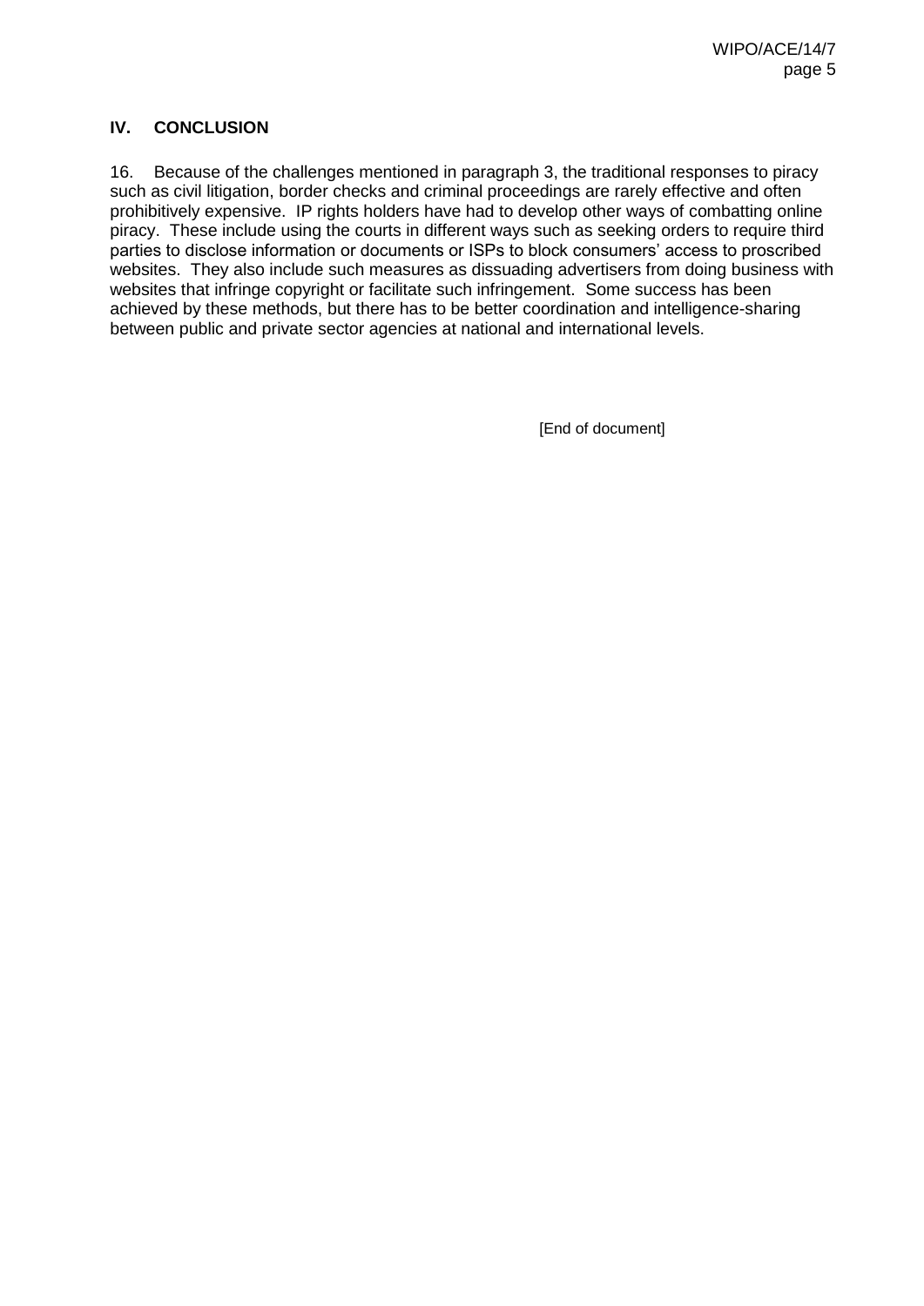## IV. CONCLUSION

16. Because of the challenges mentioned in paragraph 3, the traditional responses to piracy such as civil litigation, border checks and criminal proceedings are rarely effective and often prohibitively expensive. IP rights holders have had to develop other ways of combatting online piracy. These include using the courts in different ways such as seeking orders to require third parties to disclose information or documents or ISPs to block consumers' access to proscribed websites. They also include such measures as dissuading advertisers from doing business with websites that infringe copyright or facilitate such infringement. Some success has been achieved by these methods, but there has to be better coordination and intelligence-sharing between public and private sector agencies at national and international levels.

[End of document]